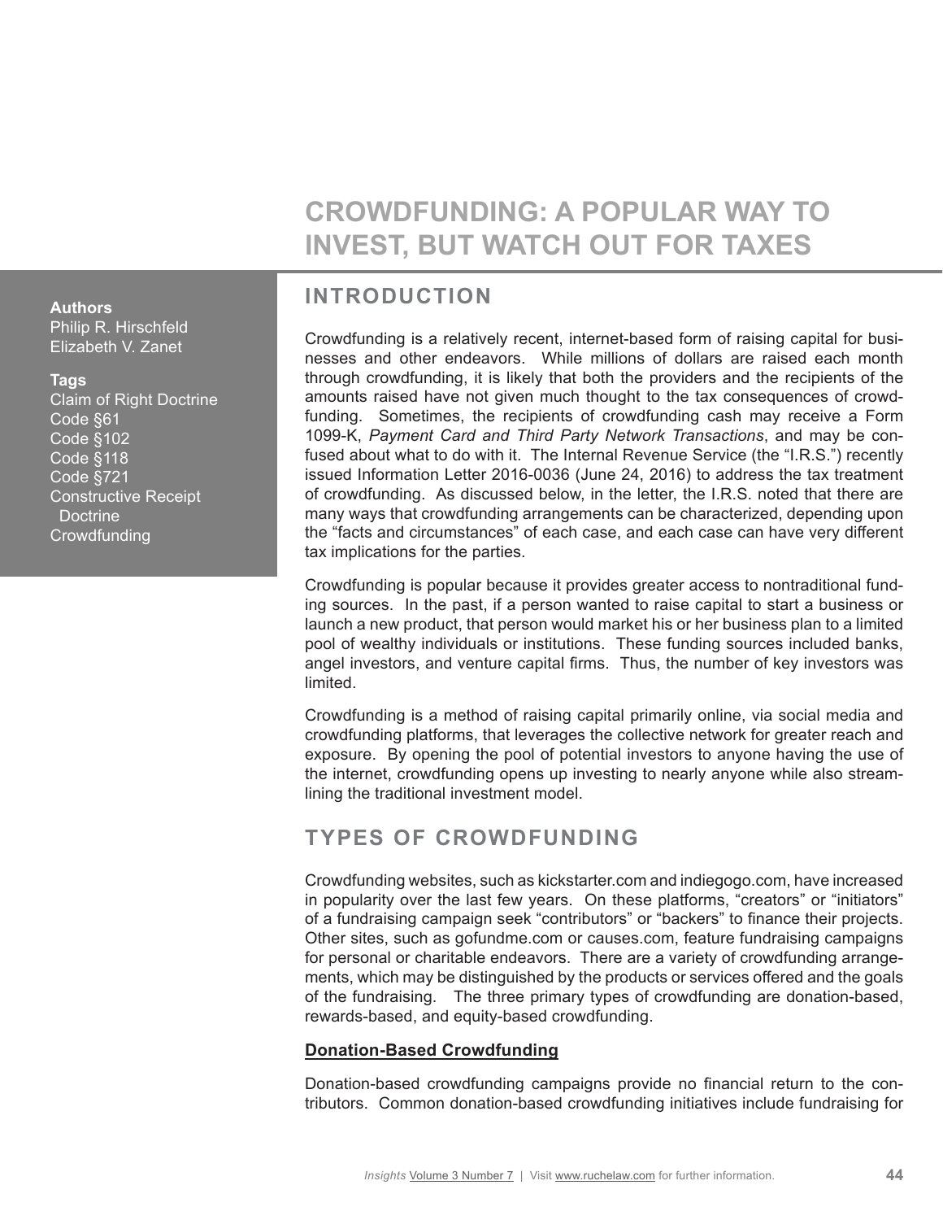# CROWDFUNDING: A POPULAR WAY TO INVEST, BUT WATCH OUT FOR TAXES

**Authors**
Philip R. Hirschfeld
Elizabeth V. Zanet

**Tags**
Claim of Right Doctrine
Code §61
Code §102
Code §118
Code §721
Constructive Receipt Doctrine
Crowdfunding

## INTRODUCTION

Crowdfunding is a relatively recent, internet-based form of raising capital for businesses and other endeavors. While millions of dollars are raised each month through crowdfunding, it is likely that both the providers and the recipients of the amounts raised have not given much thought to the tax consequences of crowdfunding. Sometimes, the recipients of crowdfunding cash may receive a Form 1099-K, *Payment Card and Third Party Network Transactions*, and may be confused about what to do with it. The Internal Revenue Service (the "I.R.S.") recently issued Information Letter 2016-0036 (June 24, 2016) to address the tax treatment of crowdfunding. As discussed below, in the letter, the I.R.S. noted that there are many ways that crowdfunding arrangements can be characterized, depending upon the "facts and circumstances" of each case, and each case can have very different tax implications for the parties.

Crowdfunding is popular because it provides greater access to nontraditional funding sources. In the past, if a person wanted to raise capital to start a business or launch a new product, that person would market his or her business plan to a limited pool of wealthy individuals or institutions. These funding sources included banks, angel investors, and venture capital firms. Thus, the number of key investors was limited.

Crowdfunding is a method of raising capital primarily online, via social media and crowdfunding platforms, that leverages the collective network for greater reach and exposure. By opening the pool of potential investors to anyone having the use of the internet, crowdfunding opens up investing to nearly anyone while also streamlining the traditional investment model.

## TYPES OF CROWDFUNDING

Crowdfunding websites, such as kickstarter.com and indiegogo.com, have increased in popularity over the last few years. On these platforms, "creators" or "initiators" of a fundraising campaign seek "contributors" or "backers" to finance their projects. Other sites, such as gofundme.com or causes.com, feature fundraising campaigns for personal or charitable endeavors. There are a variety of crowdfunding arrangements, which may be distinguished by the products or services offered and the goals of the fundraising. The three primary types of crowdfunding are donation-based, rewards-based, and equity-based crowdfunding.

### Donation-Based Crowdfunding

Donation-based crowdfunding campaigns provide no financial return to the contributors. Common donation-based crowdfunding initiatives include fundraising for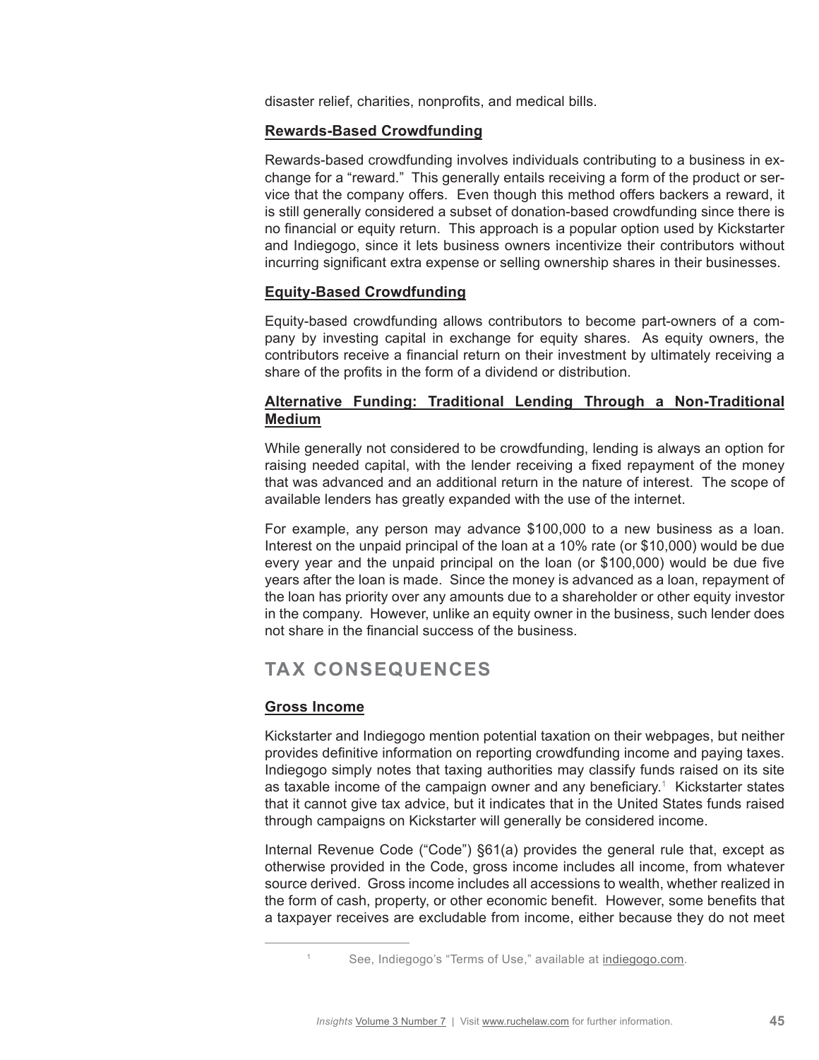disaster relief, charities, nonprofits, and medical bills.

**Rewards-Based Crowdfunding**

Rewards-based crowdfunding involves individuals contributing to a business in exchange for a "reward." This generally entails receiving a form of the product or service that the company offers. Even though this method offers backers a reward, it is still generally considered a subset of donation-based crowdfunding since there is no financial or equity return. This approach is a popular option used by Kickstarter and Indiegogo, since it lets business owners incentivize their contributors without incurring significant extra expense or selling ownership shares in their businesses.

**Equity-Based Crowdfunding**

Equity-based crowdfunding allows contributors to become part-owners of a company by investing capital in exchange for equity shares. As equity owners, the contributors receive a financial return on their investment by ultimately receiving a share of the profits in the form of a dividend or distribution.

**Alternative Funding: Traditional Lending Through a Non-Traditional Medium**

While generally not considered to be crowdfunding, lending is always an option for raising needed capital, with the lender receiving a fixed repayment of the money that was advanced and an additional return in the nature of interest. The scope of available lenders has greatly expanded with the use of the internet.

For example, any person may advance $100,000 to a new business as a loan. Interest on the unpaid principal of the loan at a 10% rate (or $10,000) would be due every year and the unpaid principal on the loan (or $100,000) would be due five years after the loan is made. Since the money is advanced as a loan, repayment of the loan has priority over any amounts due to a shareholder or other equity investor in the company. However, unlike an equity owner in the business, such lender does not share in the financial success of the business.

## TAX CONSEQUENCES

**Gross Income**

Kickstarter and Indiegogo mention potential taxation on their webpages, but neither provides definitive information on reporting crowdfunding income and paying taxes. Indiegogo simply notes that taxing authorities may classify funds raised on its site as taxable income of the campaign owner and any beneficiary.[1] Kickstarter states that it cannot give tax advice, but it indicates that in the United States funds raised through campaigns on Kickstarter will generally be considered income.

Internal Revenue Code ("Code") §61(a) provides the general rule that, except as otherwise provided in the Code, gross income includes all income, from whatever source derived. Gross income includes all accessions to wealth, whether realized in the form of cash, property, or other economic benefit. However, some benefits that a taxpayer receives are excludable from income, either because they do not meet

[1] See, Indiegogo's "Terms of Use," available at indiegogo.com.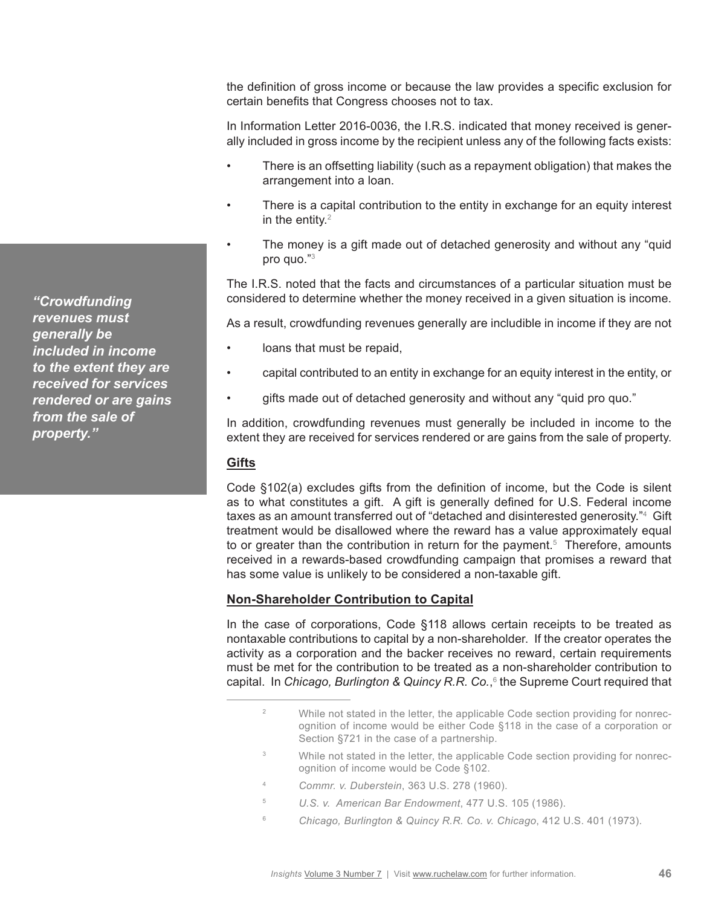the definition of gross income or because the law provides a specific exclusion for certain benefits that Congress chooses not to tax.

In Information Letter 2016-0036, the I.R.S. indicated that money received is generally included in gross income by the recipient unless any of the following facts exists:

- There is an offsetting liability (such as a repayment obligation) that makes the arrangement into a loan.
- There is a capital contribution to the entity in exchange for an equity interest in the entity.[2]
- The money is a gift made out of detached generosity and without any "quid pro quo."[3]

*"Crowdfunding revenues must generally be included in income to the extent they are received for services rendered or are gains from the sale of property."*

The I.R.S. noted that the facts and circumstances of a particular situation must be considered to determine whether the money received in a given situation is income.

As a result, crowdfunding revenues generally are includible in income if they are not

- loans that must be repaid,
- capital contributed to an entity in exchange for an equity interest in the entity, or
- gifts made out of detached generosity and without any "quid pro quo."

In addition, crowdfunding revenues must generally be included in income to the extent they are received for services rendered or are gains from the sale of property.

## Gifts

Code §102(a) excludes gifts from the definition of income, but the Code is silent as to what constitutes a gift. A gift is generally defined for U.S. Federal income taxes as an amount transferred out of "detached and disinterested generosity."[4] Gift treatment would be disallowed where the reward has a value approximately equal to or greater than the contribution in return for the payment.[5] Therefore, amounts received in a rewards-based crowdfunding campaign that promises a reward that has some value is unlikely to be considered a non-taxable gift.

## Non-Shareholder Contribution to Capital

In the case of corporations, Code §118 allows certain receipts to be treated as nontaxable contributions to capital by a non-shareholder. If the creator operates the activity as a corporation and the backer receives no reward, certain requirements must be met for the contribution to be treated as a non-shareholder contribution to capital. In *Chicago, Burlington & Quincy R.R. Co.*,[6] the Supreme Court required that

---

[2] While not stated in the letter, the applicable Code section providing for nonrecognition of income would be either Code §118 in the case of a corporation or Section §721 in the case of a partnership.

[3] While not stated in the letter, the applicable Code section providing for nonrecognition of income would be Code §102.

[4] *Commr. v. Duberstein*, 363 U.S. 278 (1960).

[5] *U.S. v. American Bar Endowment*, 477 U.S. 105 (1986).

[6] *Chicago, Burlington & Quincy R.R. Co. v. Chicago*, 412 U.S. 401 (1973).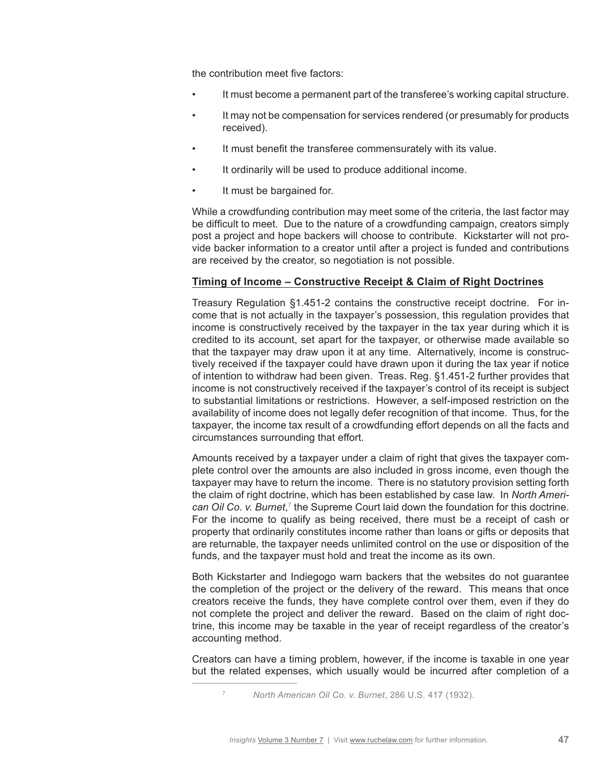the contribution meet five factors:

- It must become a permanent part of the transferee's working capital structure.
- It may not be compensation for services rendered (or presumably for products received).
- It must benefit the transferee commensurately with its value.
- It ordinarily will be used to produce additional income.
- It must be bargained for.

While a crowdfunding contribution may meet some of the criteria, the last factor may be difficult to meet. Due to the nature of a crowdfunding campaign, creators simply post a project and hope backers will choose to contribute. Kickstarter will not provide backer information to a creator until after a project is funded and contributions are received by the creator, so negotiation is not possible.

**Timing of Income – Constructive Receipt & Claim of Right Doctrines**

Treasury Regulation §1.451-2 contains the constructive receipt doctrine. For income that is not actually in the taxpayer's possession, this regulation provides that income is constructively received by the taxpayer in the tax year during which it is credited to its account, set apart for the taxpayer, or otherwise made available so that the taxpayer may draw upon it at any time. Alternatively, income is constructively received if the taxpayer could have drawn upon it during the tax year if notice of intention to withdraw had been given. Treas. Reg. §1.451-2 further provides that income is not constructively received if the taxpayer's control of its receipt is subject to substantial limitations or restrictions. However, a self-imposed restriction on the availability of income does not legally defer recognition of that income. Thus, for the taxpayer, the income tax result of a crowdfunding effort depends on all the facts and circumstances surrounding that effort.

Amounts received by a taxpayer under a claim of right that gives the taxpayer complete control over the amounts are also included in gross income, even though the taxpayer may have to return the income. There is no statutory provision setting forth the claim of right doctrine, which has been established by case law. In *North American Oil Co. v. Burnet*,[7] the Supreme Court laid down the foundation for this doctrine. For the income to qualify as being received, there must be a receipt of cash or property that ordinarily constitutes income rather than loans or gifts or deposits that are returnable, the taxpayer needs unlimited control on the use or disposition of the funds, and the taxpayer must hold and treat the income as its own.

Both Kickstarter and Indiegogo warn backers that the websites do not guarantee the completion of the project or the delivery of the reward. This means that once creators receive the funds, they have complete control over them, even if they do not complete the project and deliver the reward. Based on the claim of right doctrine, this income may be taxable in the year of receipt regardless of the creator's accounting method.

Creators can have a timing problem, however, if the income is taxable in one year but the related expenses, which usually would be incurred after completion of a

[7] *North American Oil Co. v. Burnet*, 286 U.S. 417 (1932).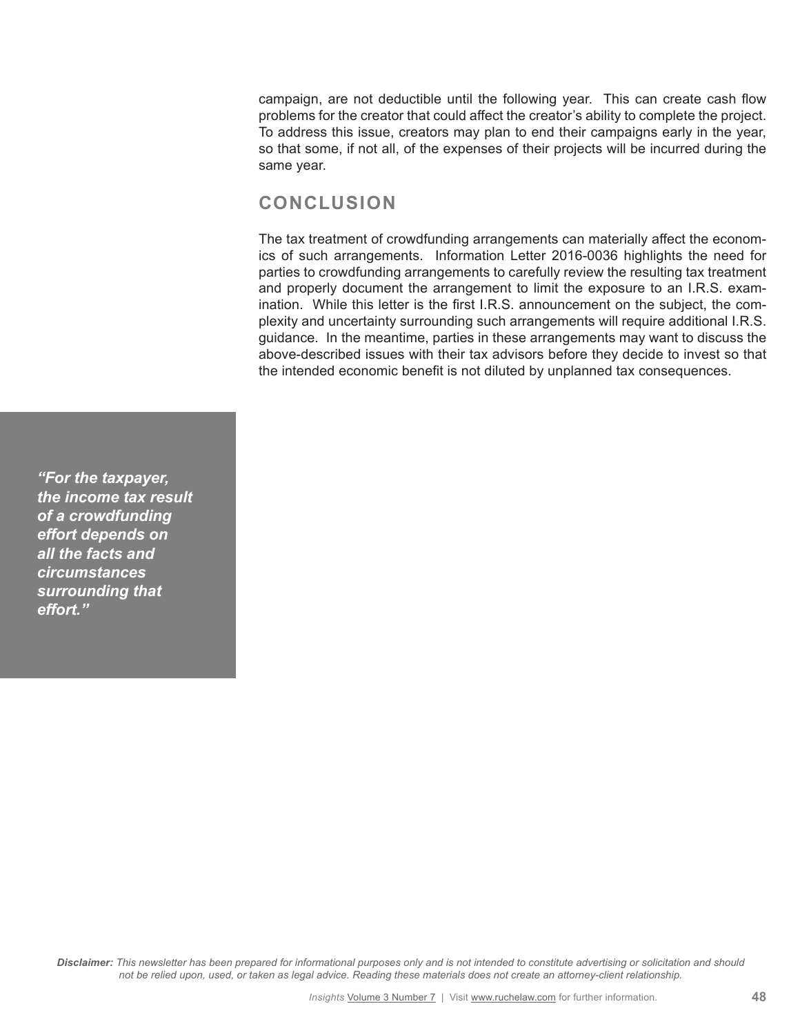campaign, are not deductible until the following year. This can create cash flow problems for the creator that could affect the creator's ability to complete the project. To address this issue, creators may plan to end their campaigns early in the year, so that some, if not all, of the expenses of their projects will be incurred during the same year.

## CONCLUSION

The tax treatment of crowdfunding arrangements can materially affect the economics of such arrangements. Information Letter 2016-0036 highlights the need for parties to crowdfunding arrangements to carefully review the resulting tax treatment and properly document the arrangement to limit the exposure to an I.R.S. examination. While this letter is the first I.R.S. announcement on the subject, the complexity and uncertainty surrounding such arrangements will require additional I.R.S. guidance. In the meantime, parties in these arrangements may want to discuss the above-described issues with their tax advisors before they decide to invest so that the intended economic benefit is not diluted by unplanned tax consequences.

***"For the taxpayer, the income tax result of a crowdfunding effort depends on all the facts and circumstances surrounding that effort."***

***Disclaimer:*** *This newsletter has been prepared for informational purposes only and is not intended to constitute advertising or solicitation and should not be relied upon, used, or taken as legal advice. Reading these materials does not create an attorney-client relationship.*